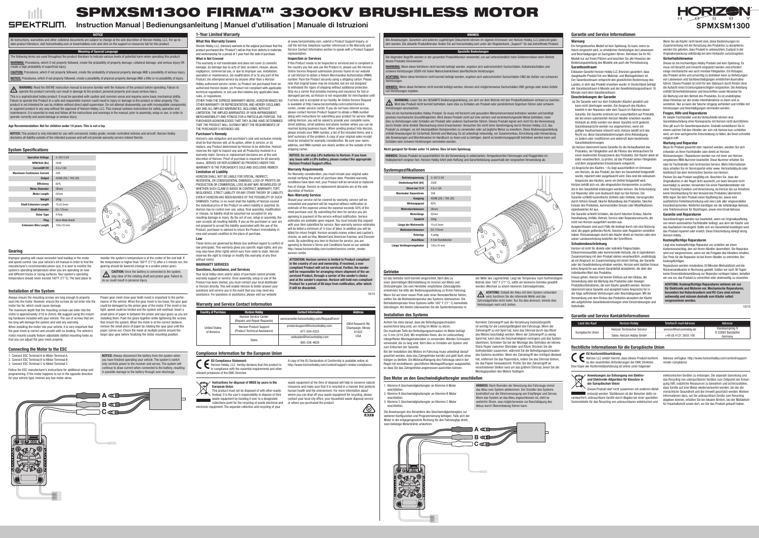# SPMXSM1300 FIRMA™ 3300KV BRUSHLESS MOTOR

SPEKTRUM.

## Instruction Manual | Bedienungsanleitung | Manuel d'utilisation | Manuale di Istruzioni

HORIZON HOBBY

**SPMXSM1300**

### NOTICE

All instructions, warranties and other collateral documents are subject to change at the sole discretion of Horizon Hobby, LLC. For up-to-date product literature, visit horizonhobby.com or towerhobbies.com and click on the support or resources tab for this product.

### Meaning of Special Language

The following terms are used throughout the product literature to indicate various levels of potential harm when operating this product:

**WARNING:** Procedures, which if not properly followed, create the probability of property damage, collateral damage, and serious injury OR create a high probability of superficial injury.

**CAUTION:** Procedures, which if not properly followed, create the probability of physical property damage AND a possibility of serious injury.

**NOTICE:** Procedures, which if not properly followed, create a possibility of physical property damage AND a little or no possibility of injury.

**WARNING:** Read the ENTIRE instruction manual to become familiar with the features of the product before operating. Failure to operate the product correctly can result in damage to the product, personal property and cause serious injury.

This is a sophisticated hobby product. It must be operated with caution and common sense and requires some basic mechanical ability. Failure to operate this Product in a safe and responsible manner could result in injury or damage to the product or other property. This product is not intended for use by children without direct adult supervision. Do not attempt disassembly, use with incompatible components or augment product in any way without the approval of Horizon Hobby, LLC. This manual contains instructions for safety, operation and maintenance. It is essential to read and follow all the instructions and warnings in the manual, prior to assembly, setup or use, in order to operate correctly and avoid damage or serious injury.

**Age Recommendation: Not for children under 14 years. This is not a toy.**

**NOTICE:** This product is only intended for use with unmanned, hobby-grade, remote-controlled vehicles and aircraft. Horizon Hobby disclaims all liability outside of the intended purpose and will not provide warranty service related thereto.

### System Specifications

| | |
|---|---|
| Operation Voltage | 2–3S/12.6V |
| RPM/Volt (Kv) | 3300 |
| Current@12V | 4.5±1.0A |
| Maximum Continuous Current | 33A |
| Output | 400W (2S) / 780 (3S) |
| Efficiency | 82% |
| Motor Diameter | 36mm |
| Motor Length | 52mm |
| Weight | 200g |
| Shaft Extension Length | 15±0.5mm |
| Shaft Diameter | D3.175mm |
| Rotor Type | 4 Pole |
| Plug | 4mm Male Bullet |
| Extension Wire Length | 120±10 mm |

### Gearing

Improper gearing will cause excessive heat buildup in the motor and speed control. Use your vehicle's kit manual in order to find the manufacturer's recommended pinion size. It is best to monitor the system's operating temperature when you are operating on new and different tracks or racing surfaces. Your system's operating temperature should never exceed 160°F (71°C). The best place to monitor the system's temperature is at the center of the end bell. If the temperature is higher than 160°F (71°C) after a 5 minute run, the gearing should be lowered (change to a smaller pinion gear).

**CAUTION:** Once the battery is connected to the system, stay clear of the rotating shaft and pinion gear. Failure to do so could result in personal injury.

### Installation of the System

Always ensure the mounting screws are long enough to properly seat into the motor. However, ensure the screws do not enter into the motor too far, which could cause damage.

The maximum depth that the mounting screws can enter into the motor is approximately 3/16 in (5mm). We suggest using the mounting hardware included with your vehicle. The use of screws that are too long will damage the system and void any warranty.

When installing the motor into your vehicle, it is very important that the gear mesh is correct and smooth with no binding. The vehicle's motor mounts usually feature adjustable slotted mounting holes so that you can adjust the gear mesh properly.

Proper gear mesh (how gear teeth mesh) is important to the performance of the vehicle. When the gear mesh is too loose, the spur gear could be damaged by the pinion gear of the motor. If the mesh is too tight, speed could be limited and the system will overheat. Insert a small piece of paper in between the pinion and spur gears as you are installing them. Push the gears together while tightening the screws that mount the system. When the mesh is at the correct distance, remove the small piece of paper by rotating the spur gear until the paper comes out. Check the mesh at multiple points around the larger spur gear before finalizing the motor mounting position.

### Connecting the Motor to the ESC

1. Connect ESC Terminal A to Motor Terminal A.
2. Connect ESC Terminal B to Motor Terminal B.
3. Connect ESC Terminal C to Motor Terminal C.

Follow the ESC manufacturer's instructions for additional setup and programming. If the motor happens to run in the opposite direction for your vehicle type, reverse any two motor wires.

**NOTICE:** Always disconnect the battery from the system when you have finished operating your vehicle. The system's switch only controls power to the receiver and servos. The system will continue to draw current when connected to the battery, resulting in possible damage to the battery through over-discharge.

A
B
C

### 1-Year Limited Warranty

**What this Warranty Covers**

Horizon Hobby, LLC, (Horizon) warrants to the original purchaser that the product purchased (the "Product") will be free from defects in materials and workmanship for a period of 1 year from the date of purchase.

**What is Not Covered**

This warranty is not transferable and does not cover (i) cosmetic damage, (ii) damage due to acts of God, accident, misuse, abuse, negligence, commercial use, or due to improper use, installation, operation or maintenance, (iii) modification of or to any part of the Product, (iv) attempted service by anyone other than a Horizon Hobby authorized service center, (v) Product not purchased from an authorized Horizon dealer, (vi) Product not compliant with applicable technical regulations, or (vii) use that violates any applicable laws, rules, or regulations.

OTHER THAN THE EXPRESS WARRANTY ABOVE, HORIZON MAKES NO OTHER WARRANTY OR REPRESENTATION, AND HEREBY DISCLAIMS ANY AND ALL IMPLIED WARRANTIES, INCLUDING, WITHOUT LIMITATION, THE IMPLIED WARRANTIES OF NON-INFRINGEMENT, MERCHANTABILITY AND FITNESS FOR A PARTICULAR PURPOSE. THE PURCHASER ACKNOWLEDGES THAT THEY ALONE HAVE DETERMINED THAT THE PRODUCT WILL SUITABLY MEET THE REQUIREMENTS OF THE PURCHASER'S INTENDED USE.

**Purchaser's Remedy**

Horizon's sole obligation and purchaser's sole and exclusive remedy shall be that Horizon will, at its option, either (i) service, or (ii) replace, any Product determined by Horizon to be defective. Horizon reserves the right to inspect any and all Product(s) involved in a warranty claim. Service or replacement decisions are at the sole discretion of Horizon. Proof of purchase is required for all warranty claims. SERVICE OR REPLACEMENT AS PROVIDED UNDER THIS WARRANTY IS THE PURCHASER'S SOLE AND EXCLUSIVE REMEDY.

**Limitation of Liability**

HORIZON SHALL NOT BE LIABLE FOR SPECIAL, INDIRECT, INCIDENTAL OR CONSEQUENTIAL DAMAGES, LOSS OF PROFITS OR PRODUCTION OR COMMERCIAL LOSS IN ANY WAY, REGARDLESS OF WHETHER SUCH CLAIM IS BASED IN CONTRACT, WARRANTY, TORT, NEGLIGENCE, STRICT LIABILITY OR ANY OTHER THEORY OF LIABILITY, EVEN IF HORIZON HAS BEEN ADVISED OF THE POSSIBILITY OF SUCH DAMAGES. Further, in no event shall the liability of Horizon exceed the individual price of the Product on which liability is asserted. As Horizon has no control over use, setup, final assembly, modification or misuse, no liability shall be assumed nor accepted for any resulting damage or injury. By the act of use, setup or assembly, the user accepts all resulting liability. If you as the purchaser or user are not prepared to accept the liability associated with the use of the Product, purchaser is advised to return the Product immediately in new and unused condition to the place of purchase.

**Law**

These terms are governed by Illinois law (without regard to conflict of law principals). This warranty gives you specific legal rights, and you may also have other rights which vary from state to state. Horizon reserves the right to change or modify this warranty at any time without notice.

**WARRANTY SERVICES**

**Questions, Assistance, and Services**

Your local hobby store and/or place of purchase cannot provide warranty support or service. Once assembly, setup or use of the Product has been started, you must contact your local distributor or Horizon directly. This will enable Horizon to better answer your questions and service you in the event that you may need any assistance. For questions or assistance, please visit our website at www.horizonhobby.com, submit a Product Support Inquiry, or call the toll free telephone number referenced in the Warranty and Service Contact Information section to speak with a Product Support representative.

**Inspection or Services**

If this Product needs to be inspected or serviced and is compliant in the country you live and use the Product in, please use the Horizon Online Service Request submission process found on our website or call Horizon to obtain a Return Merchandise Authorization (RMA) number. Pack the Product securely using a shipping carton. Please note that original boxes may be included, but are not designed to withstand the rigors of shipping without additional protection. Ship via a carrier that provides tracking and insurance for lost or damaged parcels, as Horizon is not responsible for merchandise until it arrives and is accepted at our facility. An Online Service Request is available at http://www.horizonhobby.com/content/service-center_render-service-center. If you do not have internet access, please contact Horizon Product Support to obtain a RMA number along with instructions for submitting your product for service. When calling Horizon, you will be asked to provide your complete name, street address, email address and phone number where you can be reached during business hours. When sending product into Horizon, please include your RMA number, a list of the included items, and a brief summary of the problem. A copy of your original sales receipt must be included for warranty consideration. Be sure your name, address, and RMA number are clearly written on the outside of the shipping carton.

**NOTICE: Do not ship LiPo batteries to Horizon. If you have any issue with a LiPo battery, please contact the appropriate Horizon Product Support office.**

**Warranty Requirements**

For Warranty consideration, you must include your original sales receipt verifying the proof-of-purchase date. Provided warranty conditions have been met, your Product will be serviced or replaced free of charge. Service or replacement decisions are at the sole discretion of Horizon.

**Non-Warranty Service**

Should your service not be covered by warranty, service will be completed and payment will be required without notification or estimate of the expense unless the expense exceeds 50% of the retail purchase cost. By submitting the item for service you are agreeing to payment of the service without notification. Service estimates are available upon request. You must include this request with your item submitted for service. Non-warranty service estimates will be billed a minimum of ½ hour of labor. In addition you will be billed for return freight. Horizon accepts money orders and cashier's checks, as well as Visa, MasterCard, American Express, and Discover cards. By submitting any item to Horizon for service, you are agreeing to Horizon's Terms and Conditions found on our website http://www.horizonhobby.com/content/service-center_render-service-center.

**ATTENTION: Horizon service is limited to Product compliant in the country of use and ownership. If received, a non-compliant Product will not be serviced. Further, the sender will be responsible for arranging return shipment of the un-serviced Product, through a carrier of the sender's choice and at the sender's expense. Horizon will hold non-compliant Product for a period of 60 days from notification, after which it will be discarded.**

10/15

### Warranty and Service Contact Information

| Country of Purchase | Horizon Hobby | Contact Information | Address |
|---|---|---|---|
| United States of America | Horizon Service Center (Repairs and Repair Requests) | servicecenter.horizonhobby.com/RequestForm/ | 2904 Research Rd. Champaign, Illinois 61822 USA |
| | Horizon Product Support (Product Technical Assistance) | productsupport@horizonhobby.com 877-504-0233 | |
| | Sales | websales@horizonhobby.com 800-338-4639 | |

### Compliance Information for the European Union

**EU Compliance Statement:** Horizon Hobby, LLC hereby declares that this product is in compliance with the essential requirements and other relevant provisions of the EMC Directive.

A copy of the EU Declaration of Conformity is available online at: http://www.horizonhobby.com/content/support-render-compliance.

**Instructions for disposal of WEEE by users in the European Union**

This product must not be disposed of with other waste. Instead, it is the user's responsibility to dispose of their waste equipment by handing it over to a designated collections point for the recycling of waste electrical and electronic equipment. The separate collection and recycling of your waste equipment at the time of disposal will help to conserve natural resources and make sure that it is recycled in a manner that protects human health and the environment. For more information about where you can drop off your waste equipment for recycling, please contact your local city office, your local household waste disposal service or where you purchased the product.

E328

### HINWEIS

Alle Anweisungen, Garantien und anderen zugehörigen Dokumente können im eigenen Ermessen von Horizon Hobby, LLC jederzeit geändert werden. Die aktuelle Produktliteratur finden Sie auf horizonhobby.com unter der Registerkarte „Support" für das betreffende Produkt.

### Spezielle Bedeutungen

Die folgenden Begriffe werden in der gesamten Produktliteratur verwendet, um auf unterschiedlich hohe Gefahrenrisiken beim Betrieb dieses Produkts hinzuweisen:

**WARNUNG:** Wenn diese Verfahren nicht korrekt befolgt werden, ergeben sich wahrscheinlich Sachschäden, Kollateralschäden und schwere Verletzungen ODER mit hoher Wahrscheinlichkeit oberflächliche Verletzungen.

**ACHTUNG:** Wenn diese Verfahren nicht korrekt befolgt werden, ergeben sich wahrscheinlich Sachschäden UND die Gefahr von schweren Verletzungen.

**HINWEIS:** Wenn diese Verfahren nicht korrekt befolgt werden, können sich möglicherweise Sachschäden UND geringe oder keine Gefahr von Verletzungen ergeben.

**WARNUNG:** Lesen Sie die GESAMTE Bedienungsanleitung, um sich vor dem Betrieb mit den Produktfunktionen vertraut zu machen. Wird das Produkt nicht korrekt betrieben, kann dies zu Schäden am Produkt oder persönlichem Eigentum führen oder schwere Verletzungen verursachen.

Dies ist ein hochentwickeltes Hobby-Produkt. Es muss mit Vorsicht und gesundem Menschenverstand betrieben werden und benötigt gewisse mechanische Grundfähigkeiten. Wird dieses Produkt nicht auf eine sichere und verantwortungsvolle Weise betrieben, kann dies zu Verletzungen oder Schäden am Produkt oder anderen Sachwerten führen. Dieses Produkt eignet sich nicht für die Verwendung durch Kinder ohne direkte Überwachung eines Erwachsenen. Versuchen Sie nicht ohne Genehmigung durch Horizon Hobby, LLC, das Produkt zu zerlegen, es mit inkompatiblen Komponenten zu verwenden oder auf jegliche Weise zu erweitern. Diese Bedienungsanleitung enthält Anweisungen für Sicherheit, Betrieb und Wartung. Es ist unbedingt notwendig, vor Zusammenbau, Einrichtung oder Verwendung alle Anweisungen und Warnhinweise im Handbuch zu lesen und zu befolgen, damit es bestimmungsgemäß betrieben werden kann und Schäden oder schwere Verletzungen vermieden werden.

**Nicht geeignet für Kinder unter 14 Jahren. Dies ist kein Spielzeug.**

**HINWEIS:** Dieses Produkt ist ausschließlich für die Verwendung in unbemannten, ferngesteuerten Fahrzeugen und Fluggeräten im Hobbybereich vorgese-hen. Horizon Hobby lehnt jede Haftung und Garantieleistung ausserhalb der vorgesehen Verwendung ab.

### Systemspezifikationen

| | |
|---|---|
| Betriebsspannung | 2–3S/12.6V |
| Umdrehung/Volt (kV) | 3300 |
| Strom bei 12 V | 4.5±1.0A |
| Maximaler Dauerstrom | 33A |
| Ausgang | 400W (2S) / 780 (3S) |
| Wirkungsgrad | 82% |
| Motordurchmesser | 36mm |
| Motorlänge | 52mm |
| Gewicht | 200g |
| Länge der Motorwelle | 15±0.5mm |
| Wellendurchmesser | D3.175mm |
| Rotortyp | 4-polig |
| Anschluss | 4 mm Rundstecker |
| Länge Verlängerungskabel | 120±10 mm |

### Getriebe

Ist das Getriebe nicht korrekt eingerichtet, führt dies zu einer übermäßigen Wärmebildung im Inneren von Motor und Drehzahlregler. Die vom Hersteller empfohlene Zahnradgröße entnehmen Sie bitte der Bedienungsanleitung zu Ihrem Fahrzeug. Wenn Sie auf einer neuen Piste oder einer Rennoberfläche fahren, sollten Sie die Betriebstemperatur des Systems überwachen. Die Betriebstemperatur Ihres Systems sollte 160° F (71° C) keinesfalls übersteigen. Am besten überwachen Sie die Systemtemperatur in der Mitte des Lagerschilds. Liegt die Temperatur nach fünfminütigem Betrieb über 160° F (71° C), sollte ein kleineres Getriebe gewählt werden (Wechsel zu einem kleineren Zahnradgetriebe).

**ACHTUNG:** Sobald der Akku mit dem System verbunden wird, berühren Sie die rotierende Welle und das Zahnradgetriebe nicht mehr. Tun Sie dies dennoch, könnte dies Verletzungen nach sich ziehen.

### Installation des Systems

Achten Sie stets darauf, dass die Befestigungsschrauben ausreichend lang sind, um richtig im Motor zu sitzen.

Die maximale Tiefe der Befestigungsschrauben im Motor beträgt ca. 5 mm (3/16 Zoll). Wir empfehlen Ihnen, die im Lieferumfang inbegriffenen Montagematerialien zu verwenden. Werden Schrauben verwendet, die zu lang sind, führt dies zu Schäden am System und zum Erlöschen der Garantie.

Bei der Installation des Motors im Fahrzeug muss unbedingt darauf geachtet werden, dass das Zahngetriebe korrekt und glatt läuft, ohne hängen zu bleiben. Die Motoraufhängung des Fahrzeugs sind in der Regel mit verstellbaren, geschlitzten Montagelöffnungen ausgestattet, so dass Sie das Zahngetriebe angemessen ausrichten können.

Korrekter Zahneingriff (wie die Verzahnung ineinandergreift) ist wichtig für die Leistungsfähigkeit des Fahrzeugs. Wenn der Zahneingriff zu viel Spiel hat, kann das Stirnrad durch das Ritzel des Motors beschädigt werden. Wenn der Zahneingriff zu wenig Spiel hat, kann dies die Geschwindigkeit verringern und das System überhitzen. Schieben Sie bei der Montage des Getriebes ein kleines Stück Papier zwischen Stirnräder und Ritzel. Drücken Sie die Getrieberäder zusammen, während Sie die Befestigungsschrauben des Systems anziehen. Wenn der Zahneingriff den richtigen Abstand hat, entfernen Sie das Papierstück, indem Sie das Stirnrad drehen, bis das Papier herauskommt. Prüfen Sie den Zahneingriff an verschiedenen Stellen rund um das größere Stirnrad, bevor Sie die Montageposition des Motors festlegen.

### Den Motor an den Geschwindigkeitsregler anschließen

1. Klemme A Geschwindigkeitsregler an Klemme A Motor anschließen.
2. Klemme B Geschwindigkeitsregler an Klemme B Motor anschließen.
3. Klemme C Geschwindigkeitsregler an Klemme C Motor anschließen.

Die Anweisungen des Herstellers des Geschwindigkeitsreglers zur weiteren Konfiguration und Programmierung befolgen. Falls sich der Motor in die entgegengesetzte Richtung für den Fahrzeugtyp dreht, zwei beliebige Motordrähte umkehren.

**HINWEIS:** Nach Beenden der Benutzung des Fahrzeugs immer das Akku vom System abklemmen. Der Schalter des Systems kontrolliert nur die Stromversorgung von Empfänger und Servos. Wenn das System an das Akku angeschlossen ist, zieht es weiterhin Strom, was möglicherweise zur Beschädigung des Akkus durch Überentladung führen kann.

A
B
C

### Garantie und Service Informationen

**Warnung**

Ein ferngesteuertes Modell ist kein Spielzeug. Es kann, wenn es falsch eingesetzt wird, zu erheblichen Verletzungen bei Lebewesen und Beschädigungen an Sachgütern führen. Betreiben Sie Ihr RC-Modell nur auf freien Plätzen und beachten Sie alle Hinweise der Bedienungsanleitung des Modells wie auch der Fernsteuerung.

**Garantiezeitraum**

Exklusive Garantie Horizon Hobby LLC (Horizon) garantiert, dass das gekaufte Produkt frei von Material- und Montagefehlern ist. Der Garantiezeitraum entspricht den gesetzlichen Bestimmung des Landes, in dem das Produkt erworben wurde. In Deutschland beträgt der Garantiezeitraum 6 Monate und der Gewährleistungszeitraum 18 Monate nach dem Garantiezeitraum.

**Einschränkungen der Garantie**

(a) Die Garantie wird nur dem Erstkäufer (Käufer) gewährt und kann nicht übertragen werden. Der Anspruch des Käufers besteht in der Reparatur oder dem Tausch im Rahmen dieser Garantie. Die Garantie erstreckt sich ausschließlich auf Produkte, die bei einem autorisierten Horizon Händler erworben wurden. Verkäufe an dritte werden von dieser Garantie nicht gedeckt. Garantieansprüche werden nur angenommen, wenn ein gültiger Kaufnachweis erbracht wird. Horizon behält sich das Recht vor, diese Garantiebestimmungen ohne Ankündigung zu ändern oder modifizieren und widerruft dann bestehende Garantiebestimmungen.

(b) Horizon übernimmt keine Garantie für die Verkaufbarkeit des Produktes, die Fähigkeiten und die Fitness des Verbrauchers für einen bestimmten Einsatzzweck des Produktes. Der Käufer allein ist dafür verantwortlich, zu prüfen, ob das Produkt seinen Fähigkeiten und dem vorgesehenen Einsatzzweck entspricht.

(c) Ansprüche des Käufers – Es liegt ausschließlich im Ermessen von Horizon, ob das Produkt, bei dem ein Garantiefall festgestellt wurde, repariert oder ausgetauscht wird. Dies sind die exklusiven Ansprüche des Käufers, wenn ein Defekt festgestellt wird.

Horizon behält sich vor, alle eingesetzten Komponenten zu prüfen, die in den Garantiefall einbezogen werden können. Die Entscheidung zur Reparatur oder zum Austausch liegt nur bei Horizon. Die Garantie schließt kosmetische Defekte oder Defekte, hervorgerufen durch höhere Gewalt, falsche Behandlung des Produktes, falscher Einsatz des Produktes, kommerziellen Einsatz oder Modifikationen irgendwelcher Art aus.

Die Garantie schließt Schäden, die durch falschen Einbau, falsche Handhabung, Unfälle, Betrieb, Service oder Reparaturversuche, die nicht von Horizon ausgeführt wurden aus.

Ausgeschlossen sind auch Fälle die bedingt durch (vi) eine Nutzung sind, die gegen geltendes Recht, Gesetze oder Regularien verstoßen haben. Rücksendungen durch den Käufer direkt an Horizon oder eine seiner Landesvertretung bedürfen der Schriftform.

**Schadensbeschränkung**

Horizon ist nicht für direkte oder indirekte Folgeschäden, Einkommensausfälle oder kommerzielle Verluste, die in irgendeinem Zusammenhang mit dem Produkt stehen verantwortlich, unabhängig ab ein Anspruch im Zusammenhang mit einem Vertrag, der Garantie oder der Gewährleistung erhoben werden. Horizon wird darüber hinaus keine Ansprüche aus einem Garantiefall akzeptieren, die über den individuellen Wert des Produktes hinaus gehen. Horizon hat keinen Einfluss auf den Einbau, die Verwendung oder die Wartung des Produktes oder etwaiger Produktkombinationen, die vom Käufer gewählt werden. Horizon übernimmt keine Garantie und akzeptiert keine Ansprüche für in der folge auftretende Verletzungen oder Beschädigungen. Mit der Verwendung und dem Einbau des Produktes akzeptiert der Käufer alle aufgeführten Garantiebestimmungen ohne Einschränkungen und Vorbehalte.

Wenn Sie als Käufer nicht bereit sind, diese Bestimmungen im Zusammenhang mit der Benutzung des Produktes zu akzeptieren, werden Sie gebeten, dass Produkt in unbenutztem Zustand in der Originalverpackung vollständig bei dem Verkäufer zurückzugeben.

**Sicherheitshinweise**

Dieses ist ein hochwertiges Hobby Produkt und kein Spielzeug. Es muss mit Vorsicht und Umsicht eingesetzt werden und erfordert einige mechanische wie auch mentale Fähigkeiten. Ein Versagen, das Produkt sicher und umsichtig zu betreiben kann zu Verletzungen von Lebewesen und Sachbeschädigungen erheblichen Ausmaßes führen. Dieses Produkt ist nicht für den Gebrauch durch Kinder ohne die Aufsicht eines Erziehungsberechtigten vorgesehen. Die Anleitung enthält Sicherheitshinweise und Vorschriften sowie Hinweise für die Wartung und den Betrieb des Produktes. Es ist unabdingbar, diese Hinweise vor der ersten Inbetriebnahme zu lesen und zu verstehen. Nur so kann der falsche Umgang verhindert und Unfälle mit Verletzungen und Beschädigungen vermieden werden.

**Fragen, Hilfe und Reparaturen**

Ihr lokaler Fachhändler und die Verkaufstelle können eine Garantiebeurteilung ohne Rücksprache mit Horizon nicht durchführen. Dies gilt auch für Garantiereparaturen. Deshalb kontaktieren Sie in einem solchen Fall den Händler, der sich mit Horizon kurz schließen wird, um eine sachgerechte Entscheidung zu fällen, die Ihnen schnellst möglich hilft.

**Wartung und Reparatur**

Muss Ihr Produkt gewartet oder repariert werden, wenden Sie sich entweder an Ihren Fachhändler oder direkt an Horizon. Rücksendungen / Reparaturen werden nur mit einer von Horizon vergebenen RMA Nummer bearbeitet. Diese Nummer erhalten Sie oder ihr Fachhändler vom technischen Service. Mehr Informationen dazu erhalten Sie im Serviceportal unter www. Horizonhobby.de oder telefonisch bei dem technischen Service von Horizon.

Packen Sie das Produkt sorgfältig ein. Beachten Sie, dass der Originalkarton in der Regel nicht ausreicht, um beim Versand nicht beschädigt zu werden. Verwenden Sie einen Paketdienstleister mit einer Tracking Funktion und Versicherung, da Horizon bis zur Annahme keine Verantwortung für den Versand des Produktes übernimmt. Bitte legen Sie dem Produkt einen Kaufbeleg bei, sowie eine ausführliche Fehlerbeschreibung und eine Liste aller eingesendeten Einzelkomponenten. Weiterhin benötigen wir die vollständige Adresse, eine Telefonnummer für Rückfragen, sowie eine Email Adresse.

**Garantie und Reparaturen**

Garantieanfragen werden nur bearbeitet, wenn ein Originalkaufbeleg von einem autorisierten Fachhändler beiliegt, aus dem der Käufer und das Kaufdatum hervorgeht. Sollte sich ein Garantiefall bestätigen wird das Produkt repariert oder ersetzt. Diese Entscheidung obliegt einzig Horizon Hobby.

**Kostenpflichtige Reparaturen**

Liegt eine kostenpflichtige Reparatur vor, erstellen wir einen Kostenvoranschlag, den wir Ihrem Händler übermitteln. Die Reparatur wird erst vorgenommen, wenn wir die Freigabe des Händlers erhalten. Der Preis für die Reparatur ist bei Ihrem Händler zu entrichten. Bei kostenpflichtigen Reparaturen werden mindestens 30 Minuten Werkstattzeit und die Rückversandkosten in Rechnung gestellt. Sollten wir nach 90 Tagen keine Einverständniserklärung zur Reparatur vorliegen haben, behalten wir uns vor, das Produkt zu vernichten oder anderweitig zu verwerten.

**ACHTUNG: Kostenpflichtige Reparaturen nehmen wir nur für Elektronik und Motoren vor. Mechanische Reparaturen, besonders bei Hubschraubern und RC-Cars sind extrem aufwendig und müssen deshalb vom Käufer selbst vorgenommen werden.**

10/15

### Garantie und Service Kontaktinformationen

| Land des Kauf | Horizon Hobby | Telefon/E-mail Adresse | Adresse |
|---|---|---|---|
| Europäische Union | Horizon Technischer Service | service@horizonhobby.de | Hanskampring 9 D 22885 Barsbüttel Germany |
| | Sales: Horizon Hobby GmbH | +49 (0) 4121 2655 100 | |

### Rechtliche Informationen für die Europäische Union

**EU Konformitätserklärung**

Horizon LLC erklärt hiermit, dass dieses Produkt konform zu den essentiellen Anforderungen der EMC Direktive. Eine Kopie der Konformitätserklärung ist online unter folgender Adresse verfügbar: http://www.horizonhobby.com/content/support-render-compliance

**Anweisungen zur Entsorgung von Elektro- und Elektronik-Altgeräten für Benutzer in der Europäischen Union**

Dieses Produkt darf nicht zusammen mit anderem Abfall entsorgt werden. Stattdessen ist der Benutzer dafür verantwortlich, unbrauchbare Geräte durch Abgabe bei einer speziellen Sammelstelle für das Recycling von unbrauchbaren elektrischen und elektronischen Geräten zu entsorgen. Die separate Sammlung und das Recycling von unbrauchbaren Geräten zum Zeitpunkt der Entsorgung hilft, natürliche Ressourcen zu bewahren und sicherzustellen, dass Geräte auf eine Weise wiederverwertet werden, bei der die menschliche Gesundheit und die Umwelt geschützt werden. Weitere Informationen dazu, wo Sie unbrauchbare Geräte zum Recycling abgeben können, erhalten Sie bei lokalen Ämtern, bei der Müllabfuhr für Haushaltsmüll sowie dort, wo Sie das Produkt gekauft haben.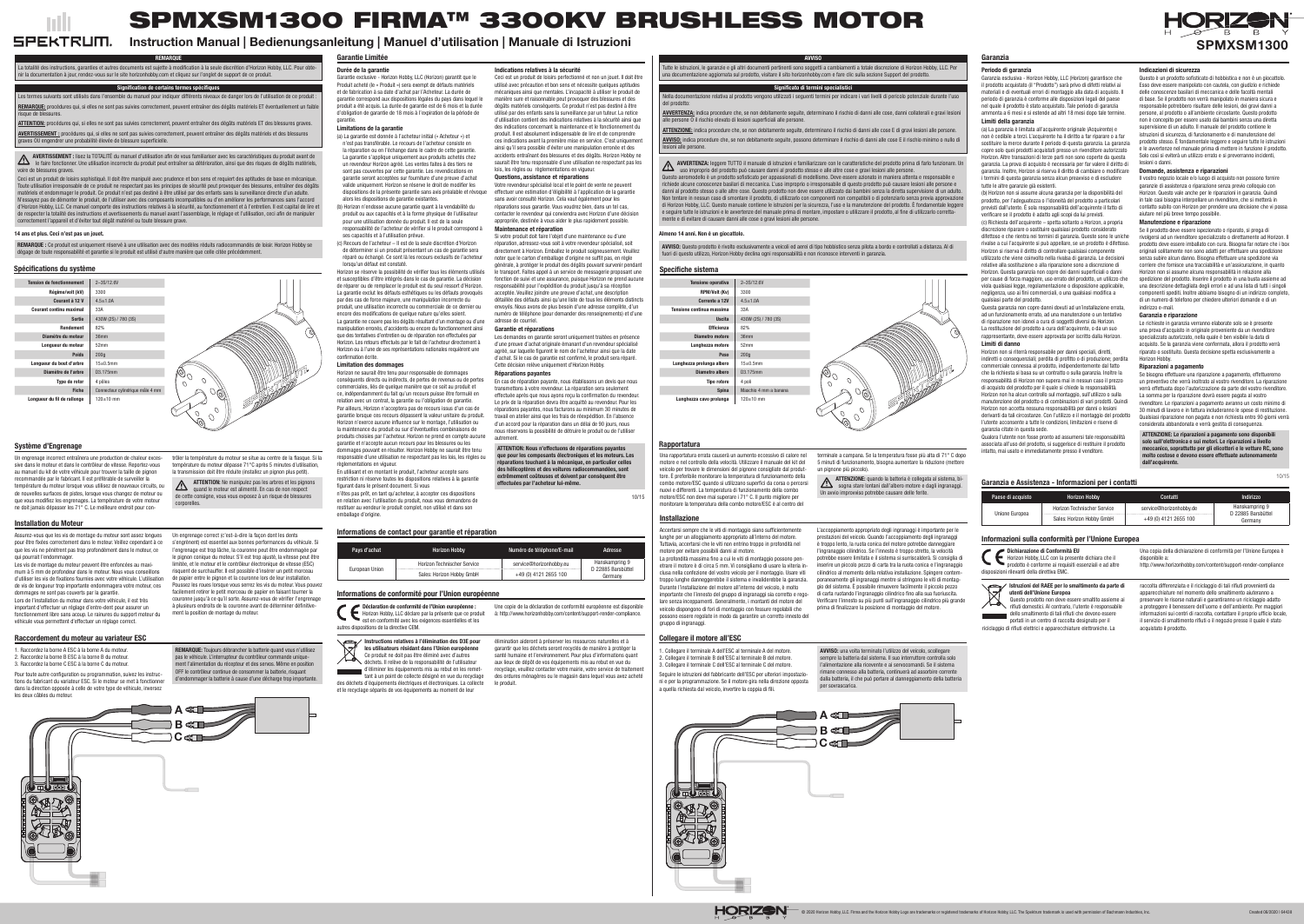# SPMXSM1300 FIRMA™ 3300KV BRUSHLESS MOTOR

SPEKTRUM.

## Instruction Manual | Bedienungsanleitung | Manuel d'utilisation | Manuale di Istruzioni

HORIZON HOBBY

SPMXSM1300

### REMARQUE

La totalité des instructions, garanties et autres documents est sujette à modification à la seule discrétion d'Horizon Hobby, LLC. Pour obtenir la documentation à jour, rendez-vous sur le site horizonhobby.com et cliquez sur l'onglet de support de ce produit.

#### Signification de certains termes spécifiques

Les termes suivants sont utilisés dans l'ensemble du manuel pour indiquer différents niveaux de danger lors de l'utilisation de ce produit :

**REMARQUE:** procédures qui, si elles ne sont pas suivies correctement, peuvent entraîner des dégâts matériels ET éventuellement un faible risque de blessures.

**ATTENTION:** procédures qui, si elles ne sont pas suivies correctement, peuvent entraîner des dégâts matériels ET des blessures graves.

**AVERTISSEMENT :** procédures qui, si elles ne sont pas suivies correctement, peuvent entraîner des dégâts matériels et des blessures graves OU engendrer une probabilité élevée de blessure superficielle.

**AVERTISSEMENT :** lisez la TOTALITÉ du manuel d'utilisation afin de vous familiariser avec les caractéristiques du produit avant de le faire fonctionner. Une utilisation incorrecte du produit peut entraîner sa détérioration, ainsi que des risques de dégâts matériels, voire de blessures graves.

Ceci est un produit de loisirs sophistiqué. Il doit être manipulé avec prudence et bon sens et requiert des aptitudes de base en mécanique. Toute utilisation irresponsable de ce produit ne respectant pas les principes de sécurité peut provoquer des blessures, entraîner des dégâts matériels et endommager le produit. Ce produit n'est pas destiné à être utilisé par des enfants sans la surveillance directe d'un adulte. N'essayez pas de démonter le produit, de l'utiliser avec des composants incompatibles ou d'en améliorer les performances sans l'accord d'Horizon Hobby, LLC. Ce manuel comporte des instructions relatives à la sécurité, au fonctionnement et à l'entretien. Il est capital de lire et de respecter la totalité des instructions et avertissements du manuel avant l'assemblage, le réglage et l'utilisation, ceci afin de manipuler correctement l'appareil et d'éviter tout dégât matériel ou toute blessure grave.

**14 ans et plus. Ceci n'est pas un jouet.**

**REMARQUE :** Ce produit est uniquement réservé à une utilisation avec des modèles réduits radiocommandés de loisir. Horizon Hobby se dégage de toute responsabilité et garantie si le produit est utilisé d'autre manière que celle citée précédemment.

### Spécifications du système

| | |
|---|---|
| Tension de fonctionnement | 2–3S/12.6V |
| Régime/volt (kV) | 3300 |
| Courant à 12 V | 4.5±1.0A |
| Courant continu maximal | 33A |
| Sortie | 430W (2S) / 780 (3S) |
| Rendement | 82% |
| Diamètre du moteur | 36mm |
| Longueur du moteur | 52mm |
| Poids | 200g |
| Longueur du bout d'arbre | 15±0.5mm |
| Diamètre de l'arbre | D3.175mm |
| Type de rotor | 4 pôles |
| Fiche | Connecteur cylindrique mâle 4 mm |
| Longueur du fil de rallonge | 120±10 mm |

### Système d'Engrenage

Un engrenage incorrect entraînera une production de chaleur excessive dans le moteur et dans le contrôleur de vitesse. Reportez-vous au manuel du kit de votre véhicule pour trouver la taille de pignon recommandée par le fabricant. Il est préférable de surveiller la température du moteur lorsque vous utilisez de nouveaux circuits, ou de nouvelles surfaces de pistes, lorsque vous changez de moteur ou que vous modifiez les engrenages. La température de votre moteur ne doit jamais dépasser les 71° C. Le meilleure endroit pour contrôler la température du moteur se situe au centre de la flasque. Si la température du moteur dépasse 71°C après 5 minutes d'utilisation, la transmission doit être réduite (installez un pignon plus petit).

**ATTENTION:** Ne manipulez pas les arbres et les pignons quand le moteur est alimenté. En cas de non respect de cette consigne, vous vous exposez à un risque de blessures corporelles.

### Installation du Moteur

Assurez-vous que les vis de montage du moteur sont assez longues pour être fixées correctement dans le moteur. Veillez cependant à ce que les vis ne pénètrent pas trop profondément dans le moteur, ce qui pourrait l'endommager.

Les vis de montage du moteur peuvent être enfoncées au maximum à 5 mm de profondeur dans le moteur. Nous vous conseillons d'utiliser les vis de fixations fournies avec votre véhicule. L'utilisation de vis de longueur trop importante endommagera votre moteur, ces dommages ne sont pas couverts par la garantie.

Lors de l'installation du moteur dans votre véhicule, il est très important d'effectuer un réglage d'entre-dent pour assurer un fonctionnement libre sans accoup. Le rainures du support moteur du véhicule vous permettent d'effectuer un réglage correct.

Un engrenage correct (c'est-à-dire la façon dont les dents s'engrènent) est essentiel aux bonnes performances du véhicule. Si l'engrenage est trop lâche, la couronne peut être endommagée par le pignon conique du moteur. S'il est trop ajusté, la vitesse peut être limitée, et le moteur et le contrôleur électronique de vitesse (ESC) risquent de surchauffer. Il est possible d'insérer un petit morceau de papier entre le pignon et la couronne lors de leur installation. Poussez les roues lorsque vous serrez les vis du moteur. Vous pouvez facilement retirer le petit morceau de papier en faisant tourner la couronne jusqu'à ce qu'il sorte. Assurez-vous de vérifier l'engrenage à plusieurs endroits de la couronne avant de déterminer définitivement la position de montage du moteur.

### Raccordement du moteur au variateur ESC

1. Raccordez la borne A ESC à la borne A du moteur.
2. Raccordez la borne B ESC à la borne B du moteur.
3. Raccordez la borne C ESC à la borne C du moteur.

Pour toute autre configuration ou programmation, suivez les instructions du fabricant du variateur ESC. Si le moteur se met à fonctionner dans la direction opposée à celle de votre type de véhicule, inversez les deux câbles du moteur.

**REMARQUE:** Toujours débrancher la batterie quand vous n'utilisez pas le véhicule. L'interrupteur du contrôleur commande uniquement l'alimentation du récepteur et des servos. Même en position OFF le contrôleur continue de consommer la batterie, risquant d'endommager la batterie à cause d'une décharge trop importante.

A
B
C

### Garantie Limitée

#### Durée de la garantie

Garantie exclusive - Horizon Hobby, LLC (Horizon) garantit que le Produit acheté (le « Produit ») sera exempt de défauts matériels et de fabrication à sa date d'achat par l'Acheteur. La durée de garantie correspond aux dispositions légales du pays dans lequel le produit a été acquis. La durée de garantie est de 6 mois et la durée d'obligation de garantie de 18 mois à l'expiration de la période de garantie.

#### Limitations de la garantie

(a) La garantie est donnée à l'acheteur initial (« Acheteur ») et n'est pas transférable. Le recours de l'acheteur consiste en la réparation ou en l'échange dans le cadre de cette garantie. La garantie s'applique uniquement aux produits achetés chez un revendeur Horizon agréé. Les ventes faites à des tiers ne sont pas couvertes par cette garantie. Les revendications en garantie seront acceptées sur fourniture d'une preuve d'achat valide uniquement. Horizon se réserve le droit de modifier les dispositions de la présente garantie sans avis préalable et révoque alors les dispositions de garantie existantes.

(b) Horizon n'endosse aucune garantie quant à la vendabilité du produit ou aux capacités et à la forme physique de l'utilisateur pour une utilisation donnée du produit. Il est de la seule responsabilité de l'acheteur de vérifier si le produit correspond à ses capacités et à l'utilisation prévue.

(c) Recours de l'acheteur – Il est de la seule discrétion d'Horizon de déterminer si un produit présentant un cas de garantie sera réparé ou échangé. Ce sont là les recours exclusifs de l'acheteur lorsqu'un défaut est constaté.

Horizon se réserve la possibilité de vérifier tous les éléments utilisés et susceptibles d'être intégrés dans le cas de garantie. La décision de réparer ou de remplacer le produit est du seul ressort d'Horizon. La garantie exclut les défauts esthétiques ou les défauts provoqués par des cas de force majeure, une manipulation incorrecte du produit, une utilisation incorrecte ou commerciale de ce dernier ou encore des modifications de quelque nature qu'elles soient.

La garantie ne couvre pas les dégâts résultant d'un montage ou d'une manipulation erronés, d'accidents ou encore du fonctionnement ainsi que des tentatives d'entretien ou de réparation non effectuées par Horizon. Les retours effectués par le fait de l'acheteur directement à Horizon ou à l'une de ses représentations nationales requièrent une confirmation écrite.

#### Limitation des dommages

Horizon ne saurait être tenu pour responsable de dommages conséquents directs ou indirects, de pertes de revenus ou de pertes commerciales, liés de quelque manière que ce soit au produit et ce, indépendamment du fait qu'un recours puisse être formulé en relation avec un contrat, la garantie ou l'obligation de garantie. Par ailleurs, Horizon n'acceptera pas de recours issus d'un cas de garantie lorsque ces recours dépassent la valeur unitaire du produit. Horizon n'exerce aucune influence sur le montage, l'utilisation ou la maintenance du produit ou sur d'éventuelles combinaisons de produits choisies par l'acheteur. Horizon ne prend en compte aucune garantie et n'accepte aucun recours pour les blessures ou les dommages pouvant en résulter. Horizon Hobby ne saurait être tenu responsable d'une utilisation ne respectant pas les lois, les règles ou réglementations en vigueur.

En utilisant et en montant le produit, l'acheteur accepte sans restriction ni réserve toutes les dispositions relatives à la garantie figurant dans le présent document. Si vous n'êtes pas prêt, en tant qu'acheteur, à accepter ces dispositions en relation avec l'utilisation du produit, nous vous demandons de restituer au vendeur le produit complet, non utilisé et dans son emballage d'origine.

#### Indications relatives à la sécurité

Ceci est un produit de loisirs perfectionné et non un jouet. Il doit être utilisé avec précaution et bon sens et nécessite quelques aptitudes mécaniques ainsi que mentales. L'incapacité à utiliser le produit de manière sure et raisonnable peut provoquer des blessures et des dégâts matériels conséquents. Ce produit n'est pas destiné à être utilisé par des enfants sans la surveillance par un tuteur. La notice d'utilisation contient des indications relatives à la sécurité ainsi que des indications concernant la maintenance et le fonctionnement du produit. Il est absolument indispensable de lire et de comprendre ces indications avant la première mise en service. C'est uniquement ainsi qu'il sera possible d'éviter une manipulation erronée et des accidents entraînant des blessures et des dégâts. Horizon Hobby ne saurait être tenu pour responsable d'une utilisation ne respectant pas les lois, les règles ou réglementations en vigueur.

#### Questions, assistance et réparations

Votre revendeur spécialisé local et le point de vente ne peuvent effectuer une estimation d'éligibilité à l'application de la garantie sans avoir consulté Horizon. Cela vaut également pour les réparations sous garantie. Vous voudrez bien, dans un tel cas, contacter le revendeur qui conviendra avec Horizon d'une décision appropriée, destinée à vous aider le plus rapidement possible.

#### Maintenance et réparation

Si votre produit doit faire l'objet d'une maintenance ou d'une réparation, adressez-vous soit à votre revendeur spécialisé, soit directement à Horizon. Emballez le produit soigneusement. Veuillez noter que le carton d'emballage d'origine ne suffit pas, en règle générale, à protéger le produit des dégâts pouvant survenir pendant le transport. Faites appel à un service de messagerie proposant une fonction de suivi et une assurance, puisque Horizon ne prend aucune responsabilité pour l'expédition du produit jusqu'à sa réception acceptée. Veuillez joindre une preuve d'achat, une description détaillée des défauts ainsi qu'une liste de tous les éléments distincts envoyés. Nous avons de plus besoin d'une adresse complète, d'un numéro de téléphone (pour demander des renseignements) et d'une adresse de courriel.

#### Garantie et réparations

Les demandes en garantie seront uniquement traitées en présence d'une preuve d'achat originale émanant d'un revendeur spécialisé agréé, sur laquelle figurent le nom de l'acheteur ainsi que la date d'achat. Si le cas de garantie est confirmé, le produit sera réparé. Cette décision relève uniquement d'Horizon Hobby.

#### Réparations payantes

En cas de réparation payante, nous établissons un devis que nous transmettons à votre revendeur. La réparation sera seulement effectuée après que nous ayons reçu la confirmation du revendeur. Le prix de la réparation devra être acquitté au revendeur. Pour les réparations payantes, nous facturons au minimum 30 minutes de travail en atelier ainsi que les frais de réexpédition. En l'absence d'un accord pour la réparation dans un délai de 90 jours, nous nous réservons la possibilité de détruire le produit ou de l'utiliser autrement.

**ATTENTION: Nous n'effectuons de réparations payantes que pour les composants électroniques et les moteurs. Les réparations touchant à la mécanique, en particulier celles des hélicoptères et des voitures radiocommandées, sont extrêmement coûteuses et doivent par conséquent être effectuées par l'acheteur lui-même.**

### Informations de contact pour garantie et réparation

| Pays d'achat | Horizon Hobby | Numéro de téléphone/E-mail | Adresse |
|---|---|---|---|
| European Union | Horizon Technischer Service | service@horizonhobby.eu | Hanskampring 9 D 22885 Barsbüttel Germany |
| | Sales: Horizon Hobby GmbH | +49 (0) 4121 2655 100 | |

### Informations de conformité pour l'Union européenne

**Déclaration de conformité de l'Union européenne :** Horizon Hobby, LLC déclare par la présente que ce produit est en conformité avec les exigences essentielles et les autres dispositions de la directive CEM.

Une copie de la déclaration de conformité européenne est disponible à: http://www.horizonhobby.com/content/support-render-compliance.

**Instructions relatives à l'élimination des D3E pour les utilisateurs résidant dans l'Union européenne**

Ce produit ne doit pas être éliminé avec d'autres déchets. Il relève de la responsabilité de l'utilisateur d'éliminer les équipements mis au rebut en les remettant à un point de collecte désigné en vue du recyclage des déchets d'équipements électriques et électroniques. La collecte et le recyclage séparés de vos équipements au moment de leur élimination aideront à préserver les ressources naturelles et à garantir que les déchets seront recyclés de manière à protéger la santé humaine et l'environnement. Pour plus d'informations quant aux lieux de dépôt de vos équipements mis au rebut en vue du recyclage, veuillez contacter votre mairie, votre service de traitement des ordures ménagères ou le magasin dans lequel vous avez acheté le produit.

### AVVISO

Tutte le istruzioni, le garanzie e gli altri documenti pertinenti sono soggetti a cambiamenti a totale discrezione di Horizon Hobby, LLC. Per una documentazione aggiornata sul prodotto, visitare il sito horizonhobby.com e fare clic sulla sezione Support del prodotto.

#### Significato di termini specialistici

Nella documentazione relativa al prodotto vengono utilizzati i seguenti termini per indicare i vari livelli di potenziale durante l'uso del prodotto:

**AVVERTENZA:** indica procedure che, se non debitamente seguite, determinano il rischio di danni alle cose, danni collaterali e gravi lesioni alle persone O il rischio elevato di lesioni superficiali alle persone.

**ATTENZIONE:** indica procedure che, se non debitamente seguite, determinano il rischio di danni alle cose E di gravi lesioni alle persone.

**AVVISO:** indica procedure che, se non debitamente seguite, possono determinare il rischio di danni alle cose E il rischio minimo o nullo di lesioni alle persone.

**AVVERTENZA:** leggere TUTTO il manuale di istruzioni e familiarizzare con le caratteristiche del prodotto prima di farlo funzionare. Un uso improprio del prodotto può causare danni al prodotto stesso e ad altre cose e gravi lesioni alle persone.

Questo aeromodello è un prodotto sofisticato per appassionati di modellismo. Deve essere azionato in maniera attenta e responsabile e richiede alcune conoscenze basilari di meccanica. L'uso improprio o irresponsabile di questo prodotto può causare lesioni alle persone e danni al prodotto stesso o alle altre cose. Questo prodotto non deve essere utilizzato dai bambini senza la diretta supervisione di un adulto. Non tentare in nessun caso di smontare il prodotto, di utilizzarlo con componenti non compatibili o di potenziarlo senza previa approvazione di Horizon Hobby, LLC. Questo manuale contiene le istruzioni per la sicurezza, l'uso e la manutenzione del prodotto. È fondamentale leggere e seguire tutte le istruzioni e le avvertenze del manuale prima di montare, impostare o utilizzare il prodotto, al fine di utilizzarlo correttamente e di evitare di causare danni alle cose o gravi lesioni alle persone.

**Almeno 14 anni. Non è un giocattolo.**

**AVVISO:** Questo prodotto è rivolto esclusivamente a veicoli ed aerei di tipo hobbistico senza pilota a bordo e controllati a distanza. Al di fuori di questo utilizzo, Horizon Hobby declina ogni responsabilità e non riconosce interventi in garanzia.

### Specifiche sistema

| | |
|---|---|
| Tensione operativa | 2–3S/12.6V |
| RPM/Volt (Kv) | 3300 |
| Corrente a 12V | 4.5±1.0A |
| Tensione continua massima | 33A |
| Uscita | 430W (2S) / 780 (3S) |
| Efficienza | 82% |
| Diametro motore | 36mm |
| Lunghezza motore | 52mm |
| Peso | 200g |
| Lunghezza prolunga albero | 15±0.5mm |
| Diametro albero | D3.175mm |
| Tipo rotore | 4 poli |
| Spina | Maschio 4 mm a banana |
| Lunghezza cavo prolunga | 120±10 mm |

### Rapportatura

Una rapportatura errata causerà un aumento eccessivo di calore nel motore e nel controllo della velocità. Utilizzare il manuale del kit del veicolo per trovare le dimensioni del pignone consigliate dal produttore. È preferibile monitorare la temperatura di funzionamento della combo motore/ESC quando si utilizzano superfici da corsa o percorsi nuovi e differenti. La temperatura di funzionamento della combo motore/ESC non deve mai superare i 71° C. Il punto migliore per monitorare la temperatura della combo motore/ESC è al centro del terminale a campana. Se la temperatura fosse più alta di 71° C dopo 5 minuti di funzionamento, bisogna aumentare la riduzione (mettere un pignone più piccolo).

**ATTENZIONE:** quando la batteria è collegata al sistema, bisogna stare lontani dall'albero motore e dagli ingranaggi. Un avvio improvviso potrebbe causare delle ferite.

### Installazione

Accertarsi sempre che le viti di montaggio siano sufficientemente lunghe per un alloggiamento appropriato all'interno del motore. Tuttavia, accertarsi che le viti non entrino troppo in profondità nel motore per evitare possibili danni al motore.

La profondità massima fino a cui le viti di montaggio possono penetrare il motore è di circa 5 mm. Vi consigliamo di usare la vitera inclusa nella confezione del vostro veicolo per il montaggio. Usare viti troppo lunghe danneggerebbe il sistema e invaliderebbe la garanzia. Durante l'installazione del motore all'interno del veicolo, è molto importante che l'innesto del gruppo di ingranaggi sia corretto e regolare senza inceppamenti. Generalmente, i montanti del motore del veicolo dispongono di fori di montaggio con fessure regolabili che possono essere regolate in modo da garantire un corretto innesto del gruppo di ingranaggi.

L'accoppiamento appropriato degli ingranaggi è importante per le prestazioni del veicolo. Quando l'accoppiamento degli ingranaggi è troppo lento, la ruota conica del motore potrebbe danneggiare l'ingranaggio cilindrico. Se l'innesto è troppo stretto, la velocità potrebbe essere limitata e il sistema si surriscalderà. Si consiglia di inserire un piccolo pezzo di carta tra la ruota conica e l'ingranaggio cilindrico al momento della relativa installazione. Spingere contemporaneamente gli ingranaggi mentre si stringono le viti di montaggio del sistema. È possibile rimuovere facilmente il piccolo pezzo di carta ruotando l'ingranaggio cilindrico fino alla sua fuoriuscita. Verificare l'innesto su più punti sull'ingranaggio cilindrico più grande prima di finalizzare la posizione di montaggio del motore.

### Collegare il motore all'ESC

1. Collegare il terminale A dell'ESC al terminale A del motore.
2. Collegare il terminale B dell'ESC al terminale B del motore.
3. Collegare il terminale C dell'ESC al terminale C del motore.

Seguire le istruzioni del fabbricante dell'ESC per ulteriori impostazioni e per la programmazione. Se il motore gira nella direzione opposta a quella richiesta dal veicolo, invertire la coppia di fili.

**AVVISO:** una volta terminato l'utilizzo del veicolo, scollegare sempre la batteria dal sistema. Il suo interruttore controlla solo l'alimentazione alla ricevente e ai servocomandi. Se il sistema rimane connesso alla batteria, continuerà ad assorbire corrente dalla batteria, il che può portare al danneggiamento della batteria per sovrascarica.

A
B
C

### Garanzia

#### Periodo di garanzia

Garanzia esclusiva - Horizon Hobby, LLC (Horizon) garantisce che il prodotto acquistato (il "Prodotto") sarà privo di difetti relativi ai materiali e di eventuali errori di montaggio alla data di acquisto. Il periodo di garanzia è conforme alle disposizioni legali del paese nel quale il prodotto è stato acquistato. Tale periodo di garanzia ammonta a 6 mesi e si estende ad altri 18 mesi dopo tale termine.

#### Limiti della garanzia

(a) La garanzia è limitata all'acquirente originale (Acquirente) e non è cedibile a terzi. L'acquirente ha il diritto a far riparare o a far sostituire la merce durante il periodo di questa garanzia. La garanzia copre solo quei prodotti acquistati presso un rivenditore autorizzato Horizon. Altre transazioni di terze parti non sono coperte da questa garanzia. La prova di acquisto è necessaria per far valere il diritto di garanzia. Inoltre, Horizon si riserva il diritto di cambiare o modificare i termini di questa garanzia senza alcun preavviso e di escludere tutte le altre garanzie già esistenti.

(b) Horizon non si assume alcuna garanzia per la disponibilità del prodotto, per l'adeguatezza o l'idoneità del prodotto a particolari previsti dall'utente. È sola responsabilità dell'acquirente il fatto di verificare se il prodotto è adatto agli scopi da lui previsti.

(c) Richiesta dell'acquirente – spetta soltanto a Horizon, a propria discrezione riparare o sostituire qualsiasi prodotto considerato difettoso e che rientra nei termini di garanzia. Queste sono le uniche rivalse a cui l'acquirente si può appellare, se un prodotto è difettoso.

Horizon si riserva il diritto di controllare qualsiasi componente utilizzato che viene coinvolto nella rivalsa di garanzia. Le decisioni relative alla sostituzione o alla riparazione sono a discrezione di Horizon. Questa garanzia non copre dei danni superficiali o danni per cause di forza maggiore, uso errato del prodotto, un utilizzo che viola qualsiasi legge, regolamentazione o disposizione applicabile, negligenza, uso ai fini commerciali, o una qualsiasi modifica a qualsiasi parte del prodotto.

Questa garanzia non copre danni dovuti ad un'installazione errata, ad un funzionamento errato, ad una manutenzione o un tentativo di riparazione non idonei a cura di soggetti diversi da Horizon. La restituzione del prodotto a cura dell'acquirente, o da un suo rappresentante, deve essere approvata per iscritto dalla Horizon.

#### Limiti di danno

Horizon non si riterrà responsabile per danni speciali, diretti, indiretti o consequenziali; perdita di profitto o di produzione; perdita commerciale connessa al prodotto, indipendentemente dal fatto che la richiesta si basa su un contratto o sulla garanzia. Inoltre la responsabilità di Horizon non supera mai in nessun caso il prezzo di acquisto del prodotto per il quale si chiede la responsabilità. Horizon non ha alcun controllo sul montaggio, sull'utilizzo o sulla manutenzione del prodotto o di combinazioni di vari prodotti. Quindi Horizon non accetta nessuna responsabilità per danni o lesioni derivanti da tali circostanze. Con l'utilizzo e il montaggio del prodotto l'utente acconsente a tutte le condizioni, limitazioni e riserve di garanzia citate in questa sede.

Qualora l'utente non fosse pronto ad assumersi tale responsabilità associata all'uso del prodotto, si suggerisce di restituire il prodotto intatto, mai usato e immediatamente presso il venditore.

#### Indicazioni di sicurezza

Questo è un prodotto sofisticato di hobbistica e non è un giocattolo. Esso deve essere manipolato con cautela, con giudizio e richiede delle conoscenze basilari di meccanica e delle facoltà mentali di base. Se il prodotto non verrà manipolato in maniera sicura e responsabile potrebbero risultare delle lesioni, dei gravi danni a persone, al prodotto o all'ambiente circostante. Questo prodotto non è concepito per essere usato dai bambini senza una diretta supervisione di un adulto. Il manuale del prodotto contiene le istruzioni di sicurezza, di funzionamento e di manutenzione del prodotto stesso. È fondamentale leggere e seguire tutte le istruzioni e le avvertenze nel manuale prima di mettere in funzione il prodotto. Solo così si eviterà un utilizzo errato e si preverranno incidenti, lesioni o danni.

#### Domande, assistenza e riparazioni

Il vostro negozio locale e/o luogo di acquisto non possono fornire garanzie di assistenza o riparazione senza previo colloquio con Horizon. Questo vale anche per le riparazioni in garanzia. Quindi in tale casi bisogna interpellare un rivenditore, che si metterà in contatto subito con Horizon per prendere una decisione che vi possa aiutare nel più breve tempo possibile.

#### Manutenzione e riparazione

Se il prodotto deve essere ispezionato o riparato, si prega di rivolgersi ad un rivenditore specializzato o direttamente ad Horizon. Il prodotto deve essere imballato con cura. Bisogna far notare che i box originali solitamente non sono adatti per effettuare una spedizione senza subire alcun danno. Bisogna effettuare una spedizione via corriere che fornisce una tracciabilità e un'assicurazione, in quanto Horizon non si assume alcuna responsabilità in relazione alla spedizione del prodotto. Inserire il prodotto in una busta assieme ad una descrizione dettagliata degli errori e ad una lista di tutti i singoli componenti spediti. Inoltre abbiamo bisogno di un indirizzo completo, di un numero di telefono per chiedere ulteriori domande e di un indirizzo e-mail.

#### Garanzia e riparazione

Le richieste in garanzia verranno elaborate solo se è presente una prova d'acquisto in originale proveniente da un rivenditore specializzato autorizzato, nella quale è ben visibile la data di acquisto. Se la garanzia viene confermata, allora il prodotto verrà riparato o sostituito. Questa decisione spetta esclusivamente a Horizon Hobby.

#### Riparazioni a pagamento

Se bisogna effettuare una riparazione a pagamento, effettueremo un preventivo che verrà inoltrato al vostro rivenditore. La riparazione verrà effettuata dopo l'autorizzazione da parte del vostro rivenditore. La somma per la riparazione dovrà essere pagata al vostro rivenditore. Le riparazioni a pagamento avranno un costo minimo di 30 minuti di lavoro e in fattura includeranno le spese di restituzione. Qualsiasi riparazione non pagata e non richiesta entro 90 giorni verrà considerata abbandonata e verrà gestita di conseguenza.

**ATTENZIONE: Le riparazioni a pagamento sono disponibili solo sull'elettronica e sui motori. Le riparazioni a livello meccanico, soprattutto per gli elicotteri e le vetture RC, sono molto costose e devono essere effettuate autonomamente dall'acquirente.**

### Garanzia e Assistenza - Informazioni per i contatti

| Paese di acquisto | Horizon Hobby | Contatti | Indirizzo |
|---|---|---|---|
| Unione Europea | Horizon Technischer Service | service@horizonhobby.de | Hanskampring 9 D 22885 Barsbüttel Germany |
| | Sales: Horizon Hobby GmbH | +49 (0) 4121 2655 100 | |

### Informazioni sulla conformità per l'Unione Europea

**Dichiarazione di Conformità EU**

Horizon Hobby, LLC con la presente dichiara che il prodotto è conforme ai requisiti essenziali e ad altre disposizioni rilevanti della direttiva EMC.

Una copia della dichiarazione di conformità per l'Unione Europea è disponibile a: http://www.horizonhobby.com/content/support-render-compliance

**Istruzioni del RAEE per lo smaltimento da parte di utenti dell'Unione Europea**

Questo prodotto non deve essere smaltito assieme ai rifiuti domestici. Al contrario, l'utente è responsabile dello smaltimento di tali rifiuti che devono essere portati in un centro di raccolta designato per il riciclaggio di rifiuti elettrici e apparecchiature elettroniche. La raccolta differenziata e il riciclaggio di tali rifiuti provenienti da apparecchiature nel momento dello smaltimento aiuteranno a preservare le risorse naturali e garantiranno un riciclaggio adatto a proteggere il benessere dell'uomo e dell'ambiente. Per maggiori informazioni sui centri di raccolta, contattare il proprio ufficio locale, il servizio di smaltimento rifiuti o il negozio presso il quale è stato acquistato il prodotto.

© 2020 Horizon Hobby, LLC. Firma and the Horizon Hobby Logo are trademarks or registered trademarks of Horizon Hobby, LLC. The Spektrum trademark is used with permission of Bachmann Industries, Inc.

Created 06/2020 | 64458